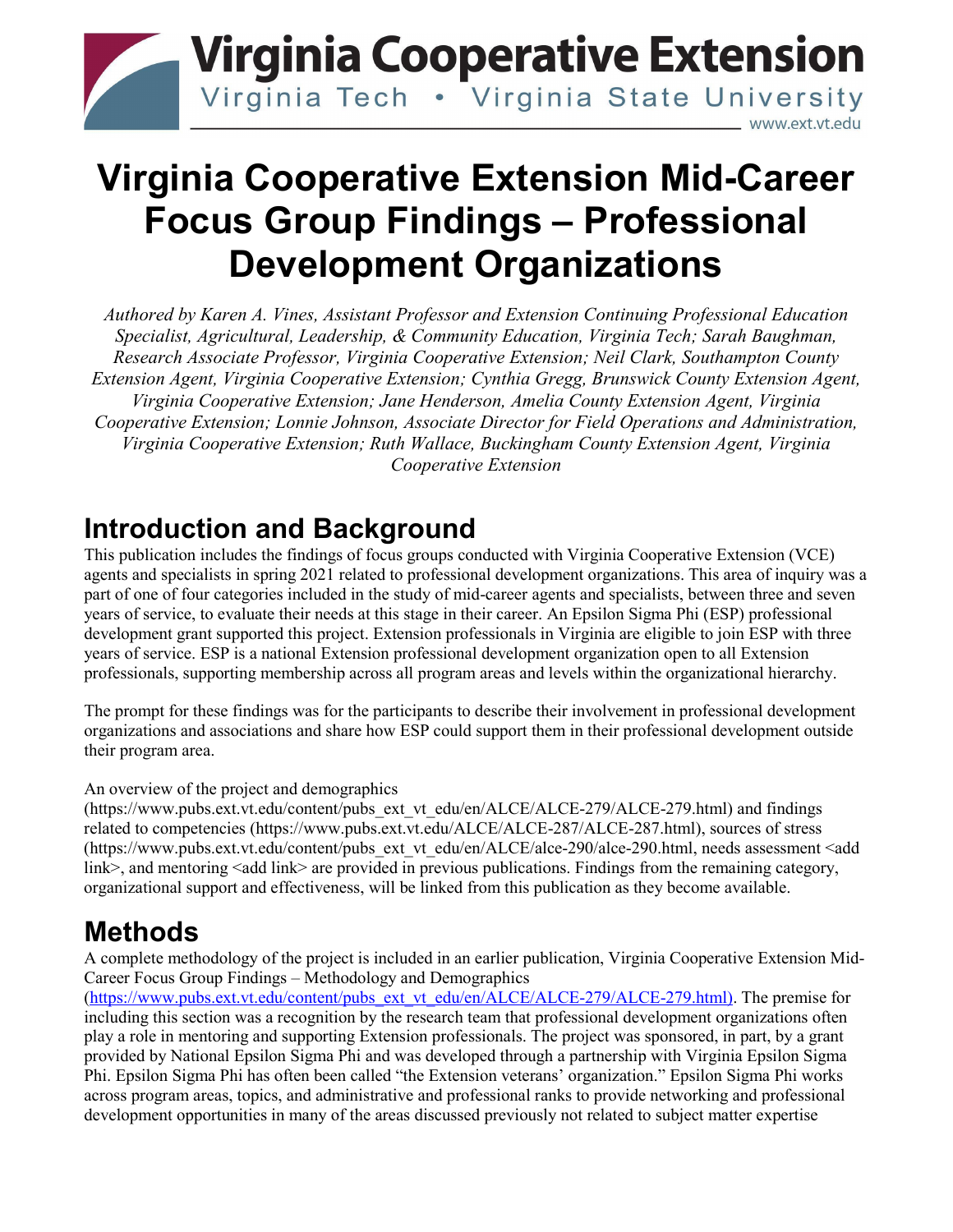# Virginia Cooperative Extension Mid-Career Focus Group Findings – Professional Development Organizations

*Authored by Karen A. Vines, Assistant Professor and Extension Continuing Professional Education Specialist, Agricultural, Leadership, & Community Education, Virginia Tech; Sarah Baughman, Research Associate Professor, Virginia Cooperative Extension; Neil Clark, Southampton County Extension Agent, Virginia Cooperative Extension; Cynthia Gregg, Brunswick County Extension Agent, Virginia Cooperative Extension; Jane Henderson, Amelia County Extension Agent, Virginia Cooperative Extension; Lonnie Johnson, Associate Director for Field Operations and Administration, Virginia Cooperative Extension; Ruth Wallace, Buckingham County Extension Agent, Virginia Cooperative Extension*

## Introduction and Background

This publication includes the findings of focus groups conducted with Virginia Cooperative Extension (VCE) agents and specialists in spring 2021 related to professional development organizations. This area of inquiry was a part of one of four categories included in the study of mid-career agents and specialists, between three and seven years of service, to evaluate their needs at this stage in their career. An Epsilon Sigma Phi (ESP) professional development grant supported this project. Extension professionals in Virginia are eligible to join ESP with three years of service. ESP is a national Extension professional development organization open to all Extension professionals, supporting membership across all program areas and levels within the organizational hierarchy.

The prompt for these findings was for the participants to describe their involvement in professional development organizations and associations and share how ESP could support them in their professional development outside their program area.

An overview of the project and demographics (https://www.pubs.ext.vt.edu/content/pubs_ext_vt_edu/en/ALCE/ALCE-279/ALCE-279.html) and findings related to competencies (https://www.pubs.ext.vt.edu/ALCE/ALCE-287/ALCE-287.html), sources of stress (https://www.pubs.ext.vt.edu/content/pubs_ext_vt_edu/en/ALCE/alce-290/alce-290.html, needs assessment <add link>, and mentoring <add link> are provided in previous publications. Findings from the remaining category, organizational support and effectiveness, will be linked from this publication as they become available.

## Methods

A complete methodology of the project is included in an earlier publication, Virginia Cooperative Extension Mid-Career Focus Group Findings – Methodology and Demographics (https://www.pubs.ext.vt.edu/content/pubs_ext_vt_edu/en/ALCE/ALCE-279/ALCE-279.html). The premise for including this section was a recognition by the research team that professional development organizations often play a role in mentoring and supporting Extension professionals. The project was sponsored, in part, by a grant provided by National Epsilon Sigma Phi and was developed through a partnership with Virginia Epsilon Sigma Phi. Epsilon Sigma Phi has often been called "the Extension veterans' organization." Epsilon Sigma Phi works across program areas, topics, and administrative and professional ranks to provide networking and professional development opportunities in many of the areas discussed previously not related to subject matter expertise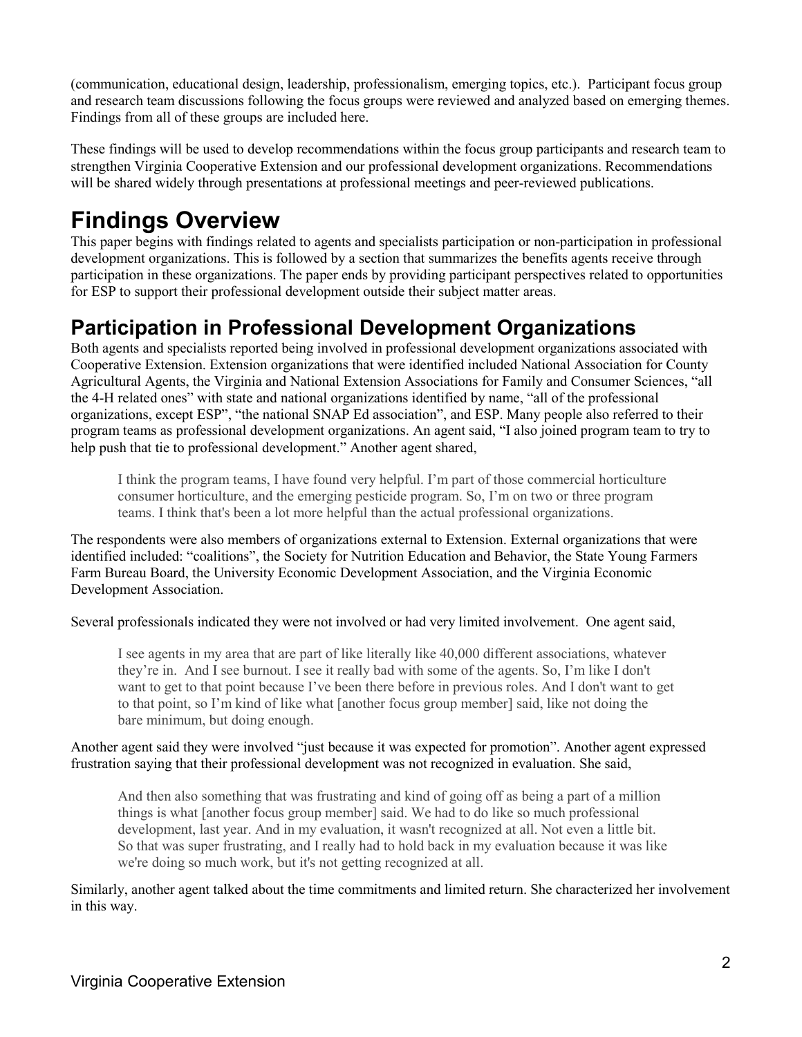(communication, educational design, leadership, professionalism, emerging topics, etc.). Participant focus group and research team discussions following the focus groups were reviewed and analyzed based on emerging themes. Findings from all of these groups are included here.

These findings will be used to develop recommendations within the focus group participants and research team to strengthen Virginia Cooperative Extension and our professional development organizations. Recommendations will be shared widely through presentations at professional meetings and peer-reviewed publications.

# Findings Overview

This paper begins with findings related to agents and specialists participation or non-participation in professional development organizations. This is followed by a section that summarizes the benefits agents receive through participation in these organizations. The paper ends by providing participant perspectives related to opportunities for ESP to support their professional development outside their subject matter areas.

## Participation in Professional Development Organizations

Both agents and specialists reported being involved in professional development organizations associated with Cooperative Extension. Extension organizations that were identified included National Association for County Agricultural Agents, the Virginia and National Extension Associations for Family and Consumer Sciences, "all the 4-H related ones" with state and national organizations identified by name, "all of the professional organizations, except ESP", "the national SNAP Ed association", and ESP. Many people also referred to their program teams as professional development organizations. An agent said, "I also joined program team to try to help push that tie to professional development." Another agent shared,

> I think the program teams, I have found very helpful. I'm part of those commercial horticulture consumer horticulture, and the emerging pesticide program. So, I'm on two or three program teams. I think that's been a lot more helpful than the actual professional organizations.

The respondents were also members of organizations external to Extension. External organizations that were identified included: "coalitions", the Society for Nutrition Education and Behavior, the State Young Farmers Farm Bureau Board, the University Economic Development Association, and the Virginia Economic Development Association.

Several professionals indicated they were not involved or had very limited involvement. One agent said,

> I see agents in my area that are part of like literally like 40,000 different associations, whatever they're in. And I see burnout. I see it really bad with some of the agents. So, I'm like I don't want to get to that point because I've been there before in previous roles. And I don't want to get to that point, so I'm kind of like what [another focus group member] said, like not doing the bare minimum, but doing enough.

Another agent said they were involved "just because it was expected for promotion". Another agent expressed frustration saying that their professional development was not recognized in evaluation. She said,

> And then also something that was frustrating and kind of going off as being a part of a million things is what [another focus group member] said. We had to do like so much professional development, last year. And in my evaluation, it wasn't recognized at all. Not even a little bit. So that was super frustrating, and I really had to hold back in my evaluation because it was like we're doing so much work, but it's not getting recognized at all.

Similarly, another agent talked about the time commitments and limited return. She characterized her involvement in this way.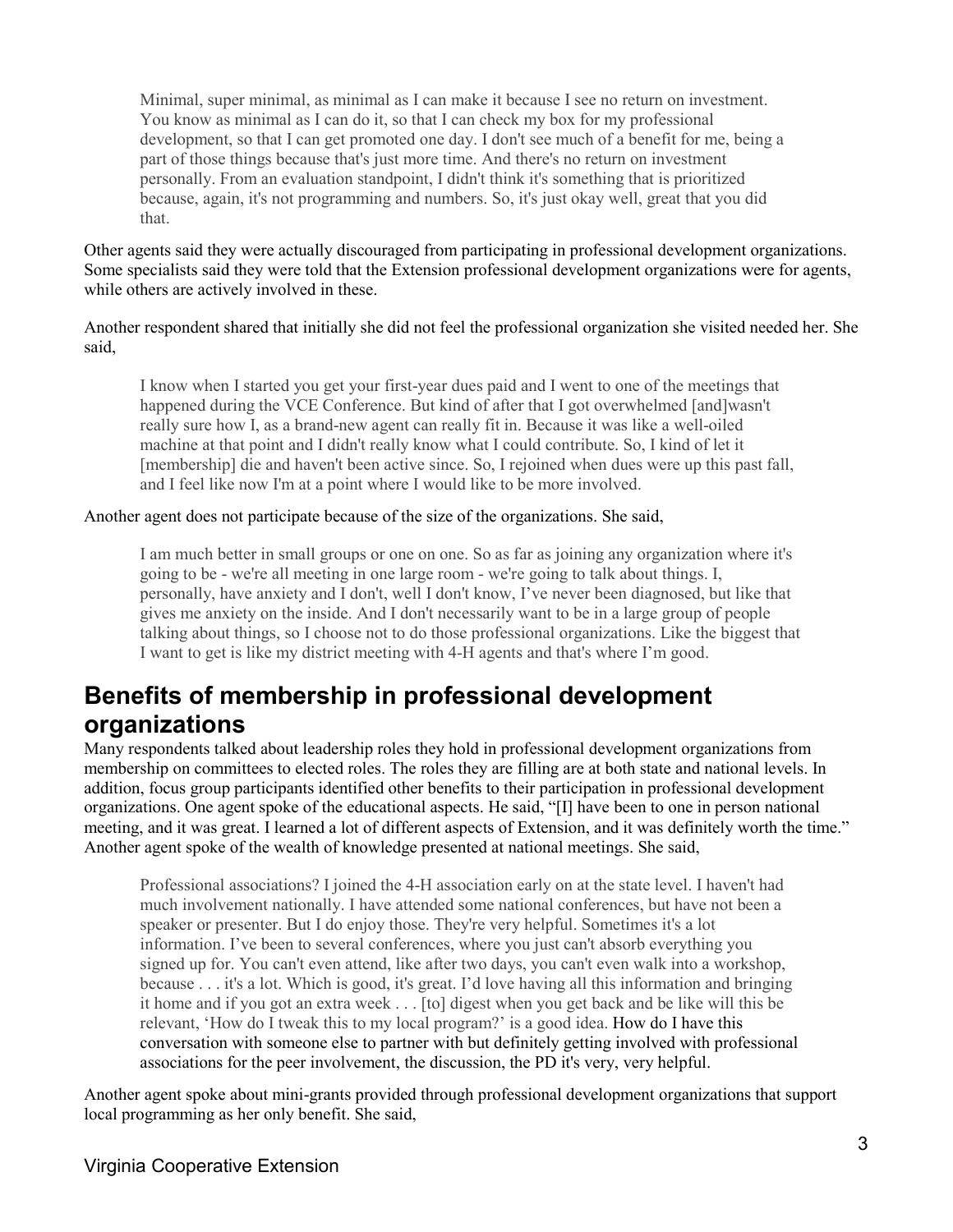> Minimal, super minimal, as minimal as I can make it because I see no return on investment. You know as minimal as I can do it, so that I can check my box for my professional development, so that I can get promoted one day. I don't see much of a benefit for me, being a part of those things because that's just more time. And there's no return on investment personally. From an evaluation standpoint, I didn't think it's something that is prioritized because, again, it's not programming and numbers. So, it's just okay well, great that you did that.

Other agents said they were actually discouraged from participating in professional development organizations. Some specialists said they were told that the Extension professional development organizations were for agents, while others are actively involved in these.

Another respondent shared that initially she did not feel the professional organization she visited needed her. She said,

> I know when I started you get your first-year dues paid and I went to one of the meetings that happened during the VCE Conference. But kind of after that I got overwhelmed [and]wasn't really sure how I, as a brand-new agent can really fit in. Because it was like a well-oiled machine at that point and I didn't really know what I could contribute. So, I kind of let it [membership] die and haven't been active since. So, I rejoined when dues were up this past fall, and I feel like now I'm at a point where I would like to be more involved.

Another agent does not participate because of the size of the organizations. She said,

> I am much better in small groups or one on one. So as far as joining any organization where it's going to be - we're all meeting in one large room - we're going to talk about things. I, personally, have anxiety and I don't, well I don't know, I've never been diagnosed, but like that gives me anxiety on the inside. And I don't necessarily want to be in a large group of people talking about things, so I choose not to do those professional organizations. Like the biggest that I want to get is like my district meeting with 4-H agents and that's where I'm good.

## Benefits of membership in professional development organizations

Many respondents talked about leadership roles they hold in professional development organizations from membership on committees to elected roles. The roles they are filling are at both state and national levels. In addition, focus group participants identified other benefits to their participation in professional development organizations. One agent spoke of the educational aspects. He said, "[I] have been to one in person national meeting, and it was great. I learned a lot of different aspects of Extension, and it was definitely worth the time." Another agent spoke of the wealth of knowledge presented at national meetings. She said,

> Professional associations? I joined the 4-H association early on at the state level. I haven't had much involvement nationally. I have attended some national conferences, but have not been a speaker or presenter. But I do enjoy those. They're very helpful. Sometimes it's a lot information. I've been to several conferences, where you just can't absorb everything you signed up for. You can't even attend, like after two days, you can't even walk into a workshop, because . . . it's a lot. Which is good, it's great. I'd love having all this information and bringing it home and if you got an extra week . . . [to] digest when you get back and be like will this be relevant, 'How do I tweak this to my local program?' is a good idea. How do I have this conversation with someone else to partner with but definitely getting involved with professional associations for the peer involvement, the discussion, the PD it's very, very helpful.

Another agent spoke about mini-grants provided through professional development organizations that support local programming as her only benefit. She said,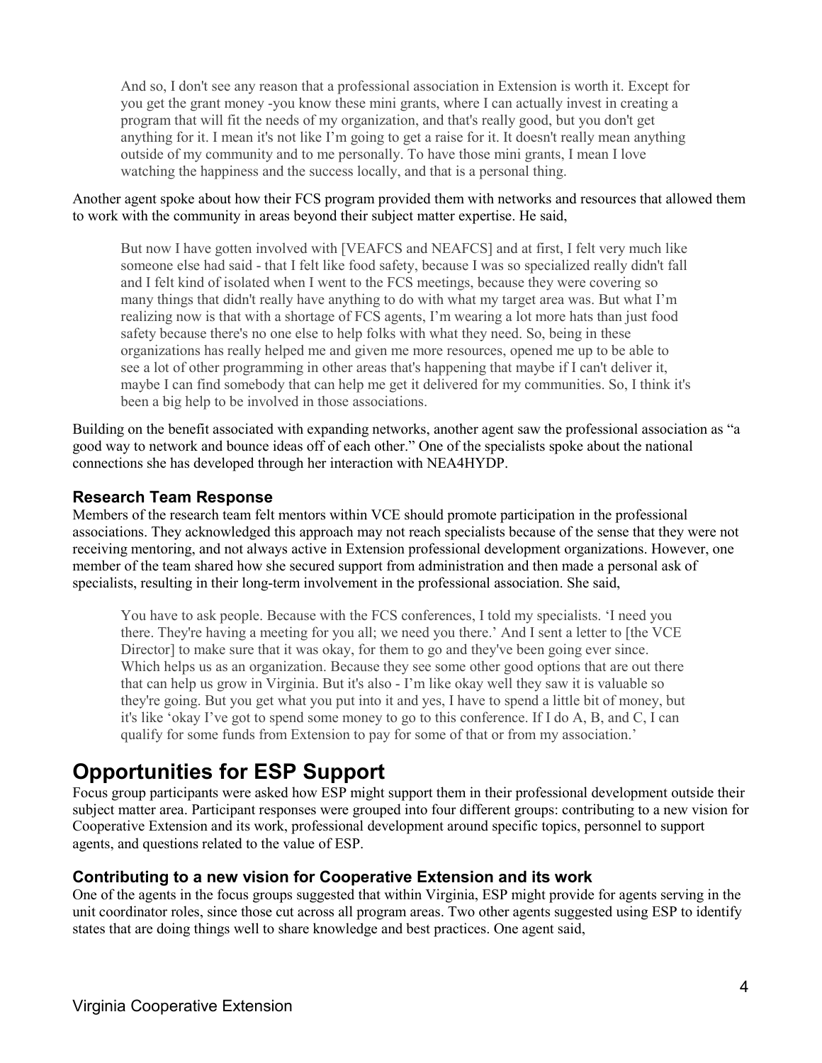> And so, I don't see any reason that a professional association in Extension is worth it. Except for you get the grant money -you know these mini grants, where I can actually invest in creating a program that will fit the needs of my organization, and that's really good, but you don't get anything for it. I mean it's not like I'm going to get a raise for it. It doesn't really mean anything outside of my community and to me personally. To have those mini grants, I mean I love watching the happiness and the success locally, and that is a personal thing.

Another agent spoke about how their FCS program provided them with networks and resources that allowed them to work with the community in areas beyond their subject matter expertise. He said,

> But now I have gotten involved with [VEAFCS and NEAFCS] and at first, I felt very much like someone else had said - that I felt like food safety, because I was so specialized really didn't fall and I felt kind of isolated when I went to the FCS meetings, because they were covering so many things that didn't really have anything to do with what my target area was. But what I'm realizing now is that with a shortage of FCS agents, I'm wearing a lot more hats than just food safety because there's no one else to help folks with what they need. So, being in these organizations has really helped me and given me more resources, opened me up to be able to see a lot of other programming in other areas that's happening that maybe if I can't deliver it, maybe I can find somebody that can help me get it delivered for my communities. So, I think it's been a big help to be involved in those associations.

Building on the benefit associated with expanding networks, another agent saw the professional association as "a good way to network and bounce ideas off of each other." One of the specialists spoke about the national connections she has developed through her interaction with NEA4HYDP.

### Research Team Response

Members of the research team felt mentors within VCE should promote participation in the professional associations. They acknowledged this approach may not reach specialists because of the sense that they were not receiving mentoring, and not always active in Extension professional development organizations. However, one member of the team shared how she secured support from administration and then made a personal ask of specialists, resulting in their long-term involvement in the professional association. She said,

> You have to ask people. Because with the FCS conferences, I told my specialists. 'I need you there. They're having a meeting for you all; we need you there.' And I sent a letter to [the VCE Director] to make sure that it was okay, for them to go and they've been going ever since. Which helps us as an organization. Because they see some other good options that are out there that can help us grow in Virginia. But it's also - I'm like okay well they saw it is valuable so they're going. But you get what you put into it and yes, I have to spend a little bit of money, but it's like 'okay I've got to spend some money to go to this conference. If I do A, B, and C, I can qualify for some funds from Extension to pay for some of that or from my association.'

## Opportunities for ESP Support

Focus group participants were asked how ESP might support them in their professional development outside their subject matter area. Participant responses were grouped into four different groups: contributing to a new vision for Cooperative Extension and its work, professional development around specific topics, personnel to support agents, and questions related to the value of ESP.

### Contributing to a new vision for Cooperative Extension and its work

One of the agents in the focus groups suggested that within Virginia, ESP might provide for agents serving in the unit coordinator roles, since those cut across all program areas. Two other agents suggested using ESP to identify states that are doing things well to share knowledge and best practices. One agent said,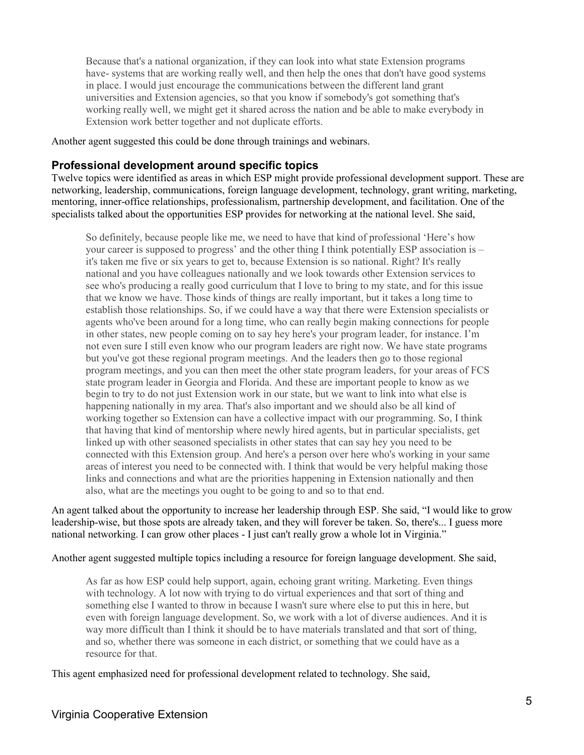> Because that's a national organization, if they can look into what state Extension programs have- systems that are working really well, and then help the ones that don't have good systems in place. I would just encourage the communications between the different land grant universities and Extension agencies, so that you know if somebody's got something that's working really well, we might get it shared across the nation and be able to make everybody in Extension work better together and not duplicate efforts.

Another agent suggested this could be done through trainings and webinars.

### Professional development around specific topics

Twelve topics were identified as areas in which ESP might provide professional development support. These are networking, leadership, communications, foreign language development, technology, grant writing, marketing, mentoring, inner-office relationships, professionalism, partnership development, and facilitation. One of the specialists talked about the opportunities ESP provides for networking at the national level. She said,

> So definitely, because people like me, we need to have that kind of professional 'Here's how your career is supposed to progress' and the other thing I think potentially ESP association is – it's taken me five or six years to get to, because Extension is so national. Right? It's really national and you have colleagues nationally and we look towards other Extension services to see who's producing a really good curriculum that I love to bring to my state, and for this issue that we know we have. Those kinds of things are really important, but it takes a long time to establish those relationships. So, if we could have a way that there were Extension specialists or agents who've been around for a long time, who can really begin making connections for people in other states, new people coming on to say hey here's your program leader, for instance. I'm not even sure I still even know who our program leaders are right now. We have state programs but you've got these regional program meetings. And the leaders then go to those regional program meetings, and you can then meet the other state program leaders, for your areas of FCS state program leader in Georgia and Florida. And these are important people to know as we begin to try to do not just Extension work in our state, but we want to link into what else is happening nationally in my area. That's also important and we should also be all kind of working together so Extension can have a collective impact with our programming. So, I think that having that kind of mentorship where newly hired agents, but in particular specialists, get linked up with other seasoned specialists in other states that can say hey you need to be connected with this Extension group. And here's a person over here who's working in your same areas of interest you need to be connected with. I think that would be very helpful making those links and connections and what are the priorities happening in Extension nationally and then also, what are the meetings you ought to be going to and so to that end.

An agent talked about the opportunity to increase her leadership through ESP. She said, "I would like to grow leadership-wise, but those spots are already taken, and they will forever be taken. So, there's... I guess more national networking. I can grow other places - I just can't really grow a whole lot in Virginia."

Another agent suggested multiple topics including a resource for foreign language development. She said,

> As far as how ESP could help support, again, echoing grant writing. Marketing. Even things with technology. A lot now with trying to do virtual experiences and that sort of thing and something else I wanted to throw in because I wasn't sure where else to put this in here, but even with foreign language development. So, we work with a lot of diverse audiences. And it is way more difficult than I think it should be to have materials translated and that sort of thing, and so, whether there was someone in each district, or something that we could have as a resource for that.

This agent emphasized need for professional development related to technology. She said,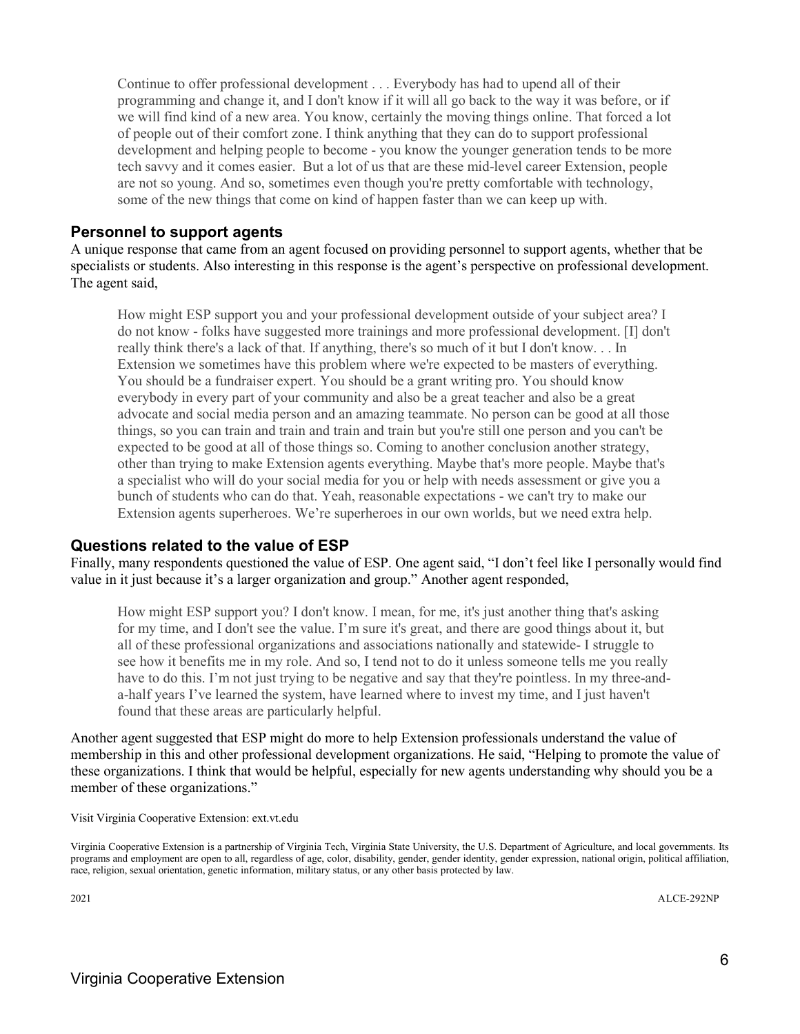> Continue to offer professional development . . . Everybody has had to upend all of their programming and change it, and I don't know if it will all go back to the way it was before, or if we will find kind of a new area. You know, certainly the moving things online. That forced a lot of people out of their comfort zone. I think anything that they can do to support professional development and helping people to become - you know the younger generation tends to be more tech savvy and it comes easier. But a lot of us that are these mid-level career Extension, people are not so young. And so, sometimes even though you're pretty comfortable with technology, some of the new things that come on kind of happen faster than we can keep up with.

### Personnel to support agents

A unique response that came from an agent focused on providing personnel to support agents, whether that be specialists or students. Also interesting in this response is the agent's perspective on professional development. The agent said,

> How might ESP support you and your professional development outside of your subject area? I do not know - folks have suggested more trainings and more professional development. [I] don't really think there's a lack of that. If anything, there's so much of it but I don't know. . . In Extension we sometimes have this problem where we're expected to be masters of everything. You should be a fundraiser expert. You should be a grant writing pro. You should know everybody in every part of your community and also be a great teacher and also be a great advocate and social media person and an amazing teammate. No person can be good at all those things, so you can train and train and train and train but you're still one person and you can't be expected to be good at all of those things so. Coming to another conclusion another strategy, other than trying to make Extension agents everything. Maybe that's more people. Maybe that's a specialist who will do your social media for you or help with needs assessment or give you a bunch of students who can do that. Yeah, reasonable expectations - we can't try to make our Extension agents superheroes. We're superheroes in our own worlds, but we need extra help.

### Questions related to the value of ESP

Finally, many respondents questioned the value of ESP. One agent said, "I don't feel like I personally would find value in it just because it's a larger organization and group." Another agent responded,

> How might ESP support you? I don't know. I mean, for me, it's just another thing that's asking for my time, and I don't see the value. I'm sure it's great, and there are good things about it, but all of these professional organizations and associations nationally and statewide- I struggle to see how it benefits me in my role. And so, I tend not to do it unless someone tells me you really have to do this. I'm not just trying to be negative and say that they're pointless. In my three-and-a-half years I've learned the system, have learned where to invest my time, and I just haven't found that these areas are particularly helpful.

Another agent suggested that ESP might do more to help Extension professionals understand the value of membership in this and other professional development organizations. He said, "Helping to promote the value of these organizations. I think that would be helpful, especially for new agents understanding why should you be a member of these organizations."

Visit Virginia Cooperative Extension: ext.vt.edu

Virginia Cooperative Extension is a partnership of Virginia Tech, Virginia State University, the U.S. Department of Agriculture, and local governments. Its programs and employment are open to all, regardless of age, color, disability, gender, gender identity, gender expression, national origin, political affiliation, race, religion, sexual orientation, genetic information, military status, or any other basis protected by law.

2021 ALCE-292NP